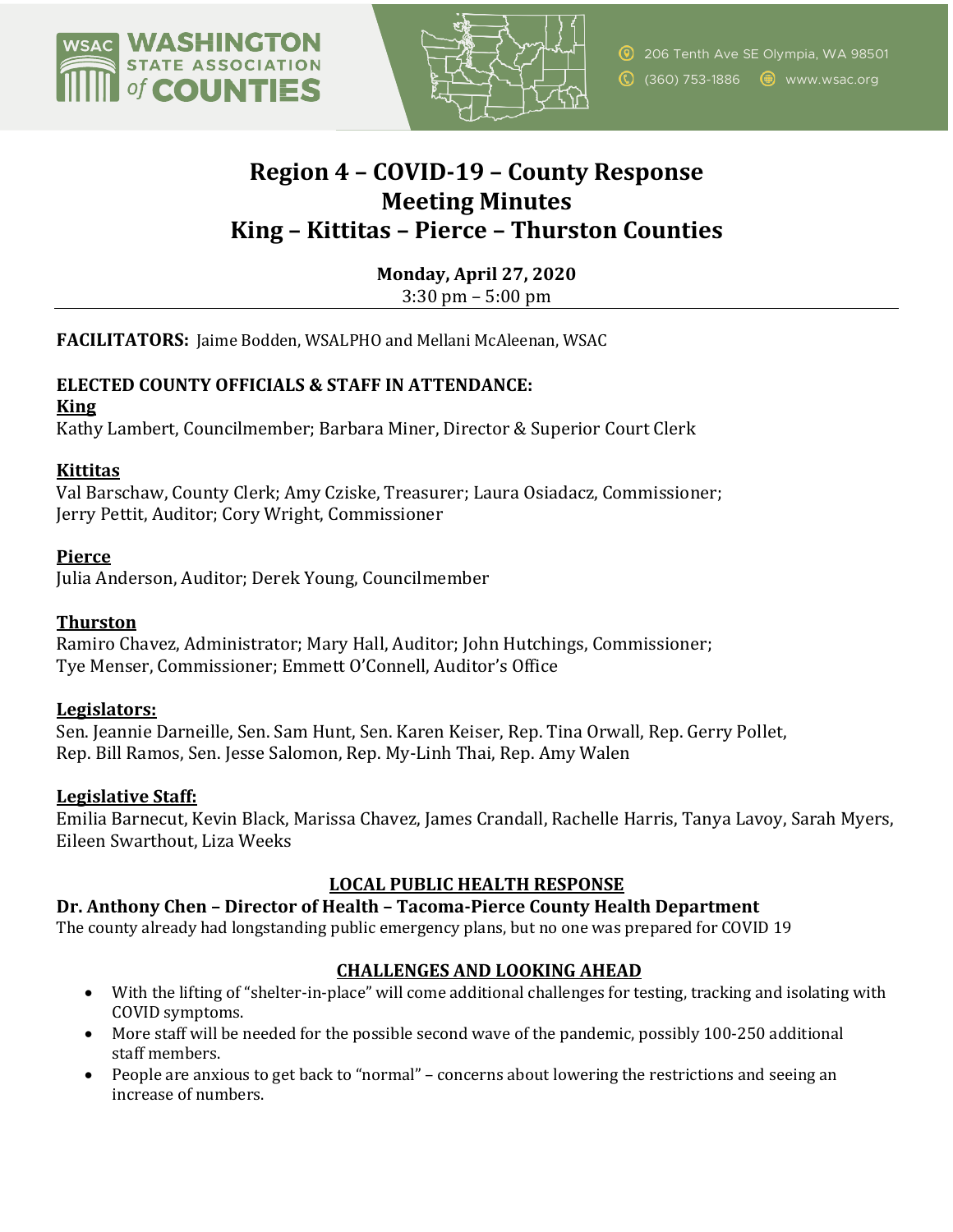WASHINGTON STATE ASSOCIATION of COUNTIES

206 Tenth Ave SE Olympia, WA 98501
(360) 753-1886 www.wsac.org

# Region 4 – COVID-19 – County Response Meeting Minutes
# King – Kittitas – Pierce – Thurston Counties

**Monday, April 27, 2020**
3:30 pm – 5:00 pm

---

**FACILITATORS:** Jaime Bodden, WSALPHO and Mellani McAleenan, WSAC

**ELECTED COUNTY OFFICIALS & STAFF IN ATTENDANCE:**

**King**
Kathy Lambert, Councilmember; Barbara Miner, Director & Superior Court Clerk

**Kittitas**
Val Barschaw, County Clerk; Amy Cziske, Treasurer; Laura Osiadacz, Commissioner; Jerry Pettit, Auditor; Cory Wright, Commissioner

**Pierce**
Julia Anderson, Auditor; Derek Young, Councilmember

**Thurston**
Ramiro Chavez, Administrator; Mary Hall, Auditor; John Hutchings, Commissioner; Tye Menser, Commissioner; Emmett O'Connell, Auditor's Office

**Legislators:**
Sen. Jeannie Darneille, Sen. Sam Hunt, Sen. Karen Keiser, Rep. Tina Orwall, Rep. Gerry Pollet, Rep. Bill Ramos, Sen. Jesse Salomon, Rep. My-Linh Thai, Rep. Amy Walen

**Legislative Staff:**
Emilia Barnecut, Kevin Black, Marissa Chavez, James Crandall, Rachelle Harris, Tanya Lavoy, Sarah Myers, Eileen Swarthout, Liza Weeks

## LOCAL PUBLIC HEALTH RESPONSE

**Dr. Anthony Chen – Director of Health – Tacoma-Pierce County Health Department**
The county already had longstanding public emergency plans, but no one was prepared for COVID 19

## CHALLENGES AND LOOKING AHEAD

- With the lifting of "shelter-in-place" will come additional challenges for testing, tracking and isolating with COVID symptoms.
- More staff will be needed for the possible second wave of the pandemic, possibly 100-250 additional staff members.
- People are anxious to get back to "normal" – concerns about lowering the restrictions and seeing an increase of numbers.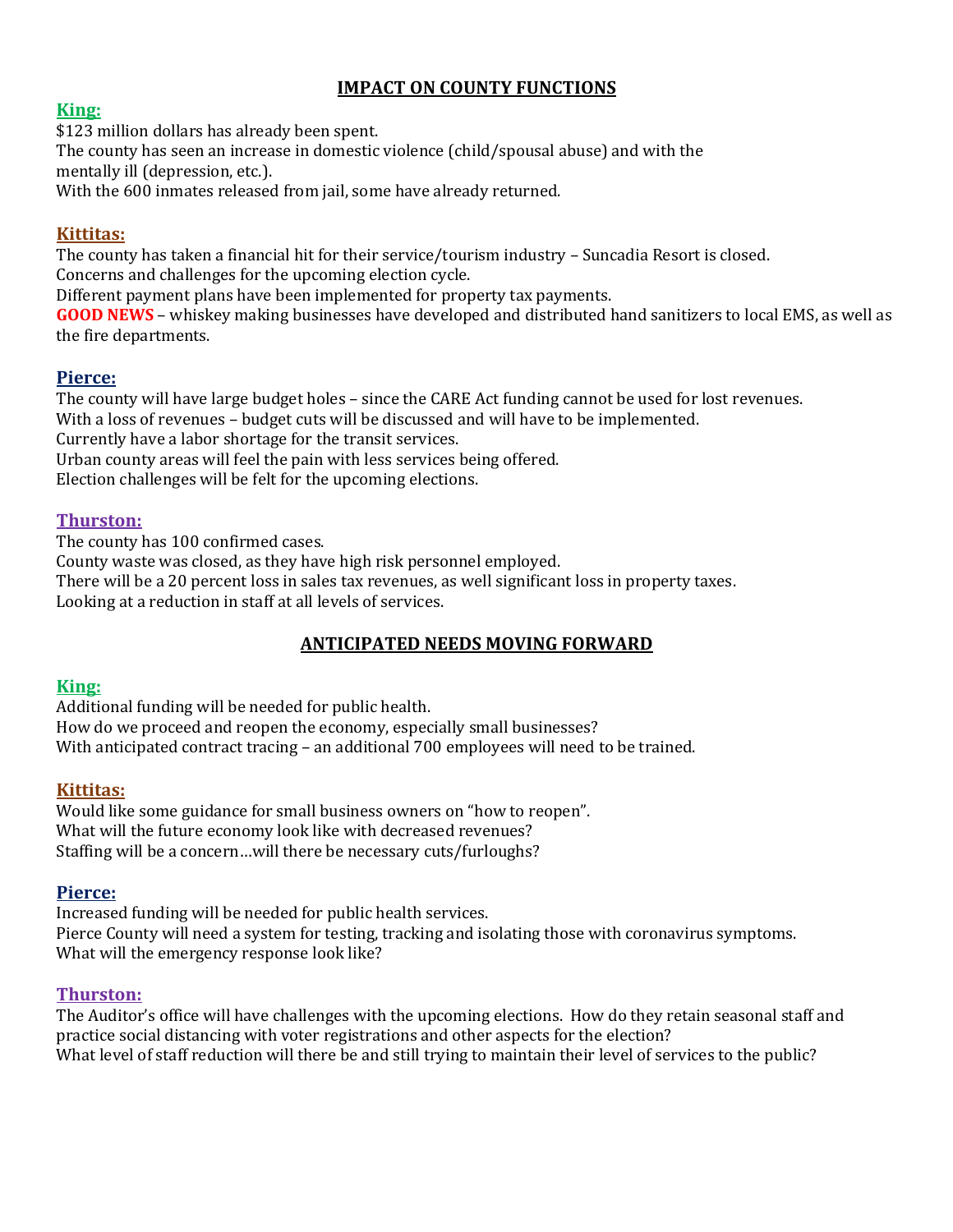## IMPACT ON COUNTY FUNCTIONS

### King:

$123 million dollars has already been spent.
The county has seen an increase in domestic violence (child/spousal abuse) and with the mentally ill (depression, etc.).
With the 600 inmates released from jail, some have already returned.

### Kittitas:

The county has taken a financial hit for their service/tourism industry – Suncadia Resort is closed.
Concerns and challenges for the upcoming election cycle.
Different payment plans have been implemented for property tax payments.
**GOOD NEWS** – whiskey making businesses have developed and distributed hand sanitizers to local EMS, as well as the fire departments.

### Pierce:

The county will have large budget holes – since the CARE Act funding cannot be used for lost revenues.
With a loss of revenues – budget cuts will be discussed and will have to be implemented.
Currently have a labor shortage for the transit services.
Urban county areas will feel the pain with less services being offered.
Election challenges will be felt for the upcoming elections.

### Thurston:

The county has 100 confirmed cases.
County waste was closed, as they have high risk personnel employed.
There will be a 20 percent loss in sales tax revenues, as well significant loss in property taxes.
Looking at a reduction in staff at all levels of services.

## ANTICIPATED NEEDS MOVING FORWARD

### King:

Additional funding will be needed for public health.
How do we proceed and reopen the economy, especially small businesses?
With anticipated contract tracing – an additional 700 employees will need to be trained.

### Kittitas:

Would like some guidance for small business owners on "how to reopen".
What will the future economy look like with decreased revenues?
Staffing will be a concern…will there be necessary cuts/furloughs?

### Pierce:

Increased funding will be needed for public health services.
Pierce County will need a system for testing, tracking and isolating those with coronavirus symptoms.
What will the emergency response look like?

### Thurston:

The Auditor's office will have challenges with the upcoming elections. How do they retain seasonal staff and practice social distancing with voter registrations and other aspects for the election?
What level of staff reduction will there be and still trying to maintain their level of services to the public?